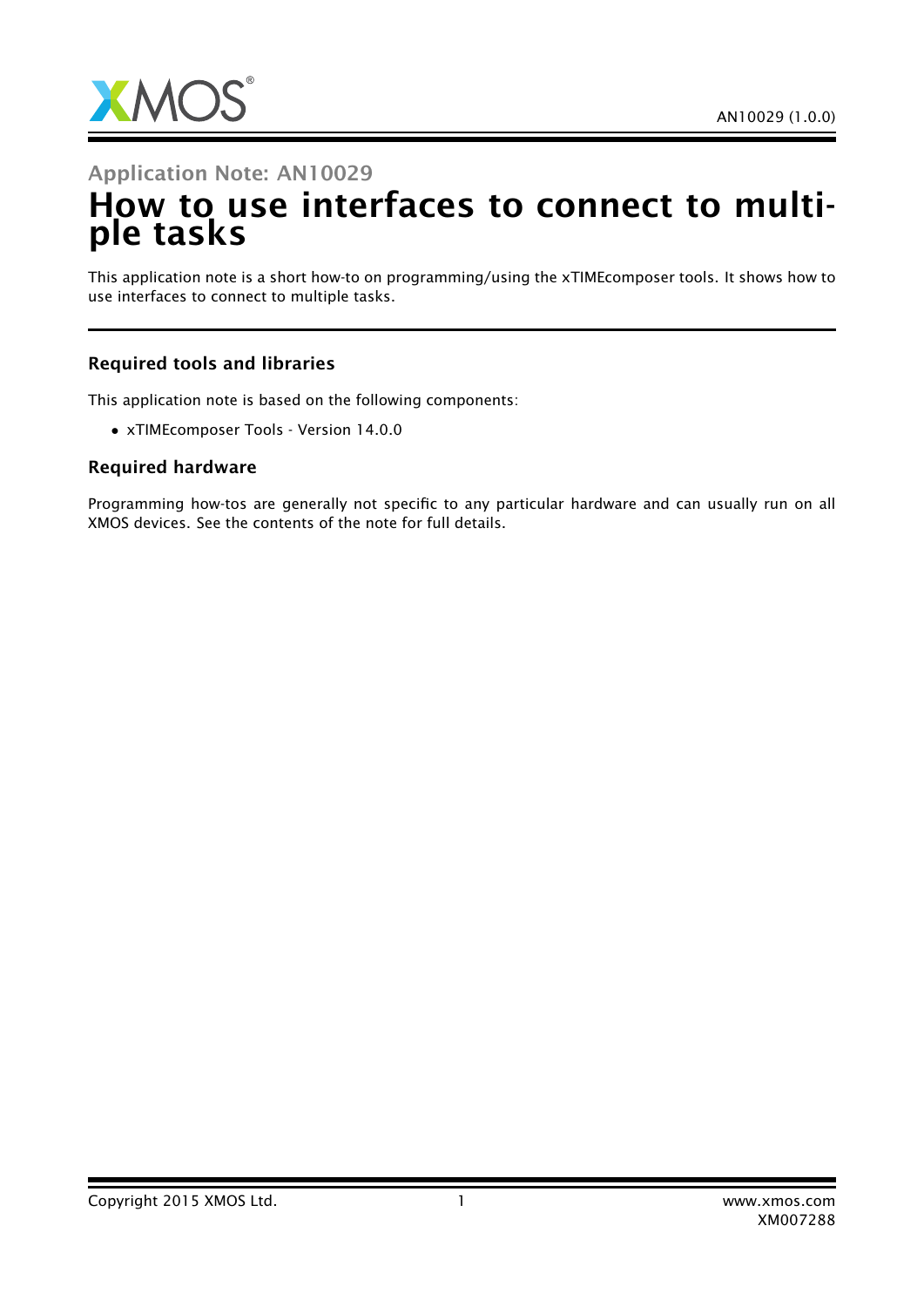Application Note: AN10029

# How to use interfaces to connect to multiple tasks

This application note is a short how-to on programming/using the xTIMEcomposer tools. It shows how to use interfaces to connect to multiple tasks.

### Required tools and libraries

This application note is based on the following components:

- xTIMEcomposer Tools - Version 14.0.0

### Required hardware

Programming how-tos are generally not specific to any particular hardware and can usually run on all XMOS devices. See the contents of the note for full details.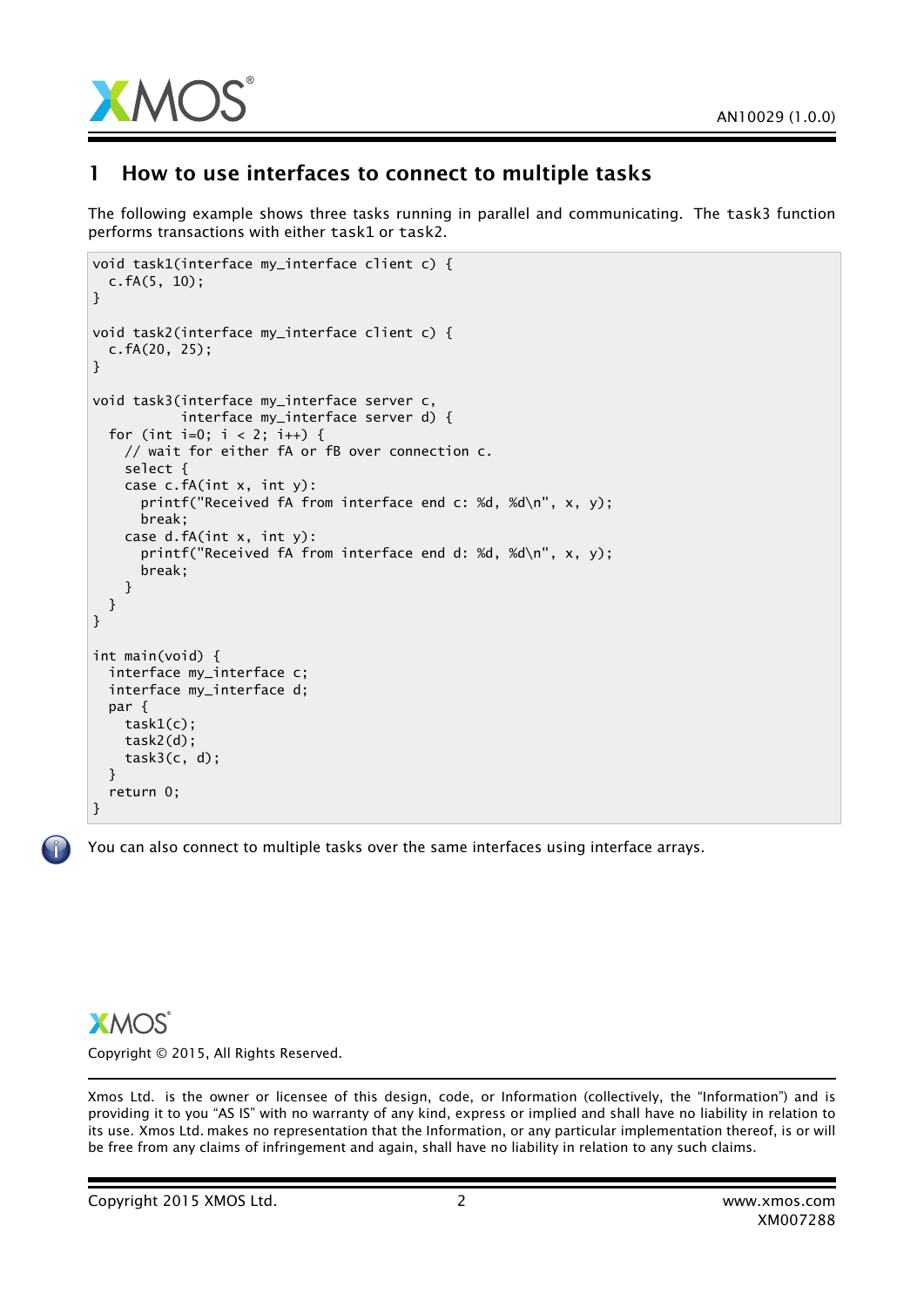# 1 How to use interfaces to connect to multiple tasks

The following example shows three tasks running in parallel and communicating. The task3 function performs transactions with either task1 or task2.

```
void task1(interface my_interface client c) {
  c.fA(5, 10);
}

void task2(interface my_interface client c) {
  c.fA(20, 25);
}

void task3(interface my_interface server c,
           interface my_interface server d) {
  for (int i=0; i < 2; i++) {
    // wait for either fA or fB over connection c.
    select {
    case c.fA(int x, int y):
      printf("Received fA from interface end c: %d, %d\n", x, y);
      break;
    case d.fA(int x, int y):
      printf("Received fA from interface end d: %d, %d\n", x, y);
      break;
    }
  }
}

int main(void) {
  interface my_interface c;
  interface my_interface d;
  par {
    task1(c);
    task2(d);
    task3(c, d);
  }
  return 0;
}
```

You can also connect to multiple tasks over the same interfaces using interface arrays.

XMOS

Copyright © 2015, All Rights Reserved.

Xmos Ltd. is the owner or licensee of this design, code, or Information (collectively, the "Information") and is providing it to you "AS IS" with no warranty of any kind, express or implied and shall have no liability in relation to its use. Xmos Ltd. makes no representation that the Information, or any particular implementation thereof, is or will be free from any claims of infringement and again, shall have no liability in relation to any such claims.